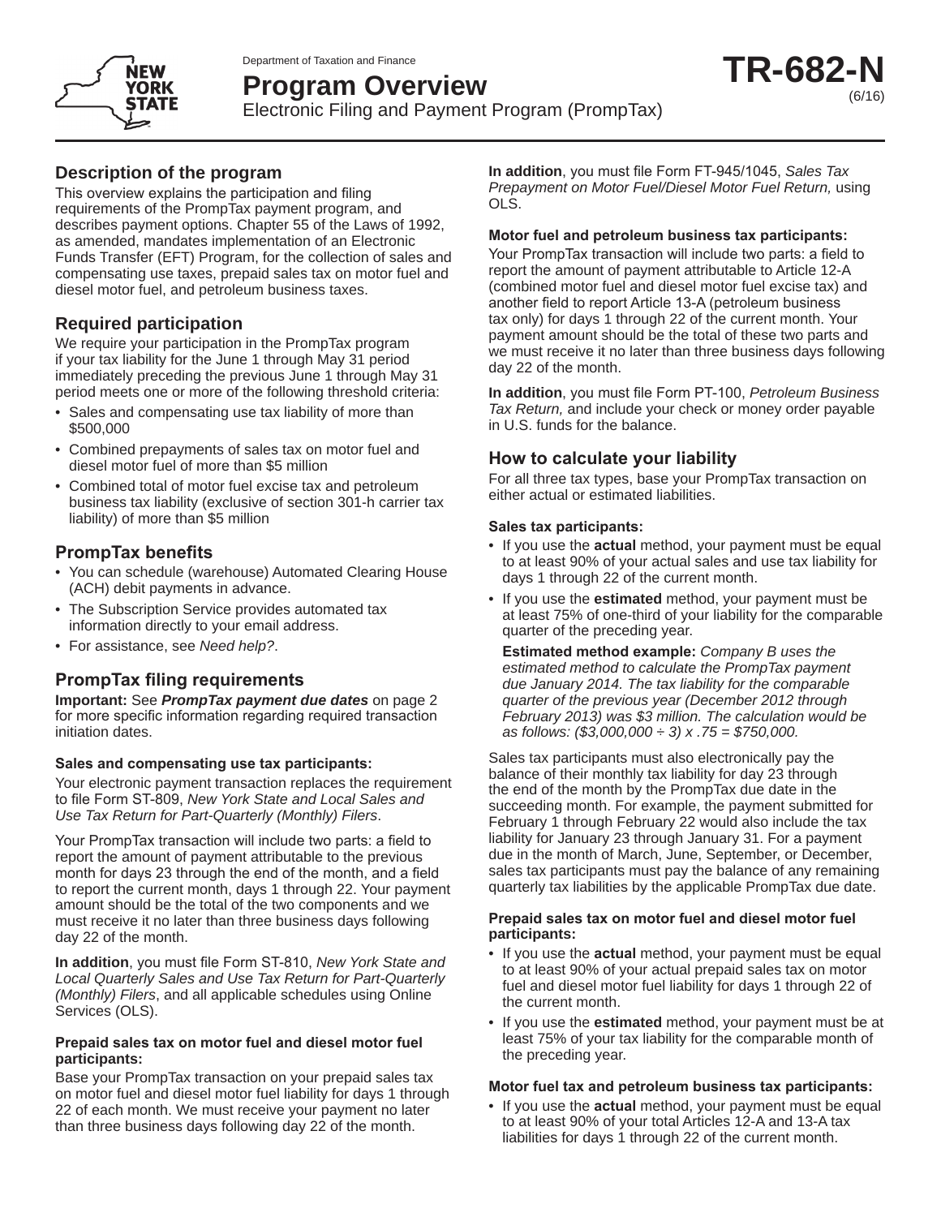Department of Taxation and Finance

# Program Overview

Electronic Filing and Payment Program (PrompTax)

**TR-682-N** (6/16)

## Description of the program

This overview explains the participation and filing requirements of the PrompTax payment program, and describes payment options. Chapter 55 of the Laws of 1992, as amended, mandates implementation of an Electronic Funds Transfer (EFT) Program, for the collection of sales and compensating use taxes, prepaid sales tax on motor fuel and diesel motor fuel, and petroleum business taxes.

## Required participation

We require your participation in the PrompTax program if your tax liability for the June 1 through May 31 period immediately preceding the previous June 1 through May 31 period meets one or more of the following threshold criteria:

- Sales and compensating use tax liability of more than $500,000
- Combined prepayments of sales tax on motor fuel and diesel motor fuel of more than $5 million
- Combined total of motor fuel excise tax and petroleum business tax liability (exclusive of section 301-h carrier tax liability) of more than $5 million

## PrompTax benefits

- You can schedule (warehouse) Automated Clearing House (ACH) debit payments in advance.
- The Subscription Service provides automated tax information directly to your email address.
- For assistance, see *Need help?*.

## PrompTax filing requirements

**Important:** See ***PrompTax payment due dates*** on page 2 for more specific information regarding required transaction initiation dates.

#### Sales and compensating use tax participants:

Your electronic payment transaction replaces the requirement to file Form ST-809, *New York State and Local Sales and Use Tax Return for Part-Quarterly (Monthly) Filers*.

Your PrompTax transaction will include two parts: a field to report the amount of payment attributable to the previous month for days 23 through the end of the month, and a field to report the current month, days 1 through 22. Your payment amount should be the total of the two components and we must receive it no later than three business days following day 22 of the month.

**In addition**, you must file Form ST-810, *New York State and Local Quarterly Sales and Use Tax Return for Part-Quarterly (Monthly) Filers*, and all applicable schedules using Online Services (OLS).

#### Prepaid sales tax on motor fuel and diesel motor fuel participants:

Base your PrompTax transaction on your prepaid sales tax on motor fuel and diesel motor fuel liability for days 1 through 22 of each month. We must receive your payment no later than three business days following day 22 of the month.

**In addition**, you must file Form FT-945/1045, *Sales Tax Prepayment on Motor Fuel/Diesel Motor Fuel Return,* using OLS.

#### Motor fuel and petroleum business tax participants:

Your PrompTax transaction will include two parts: a field to report the amount of payment attributable to Article 12-A (combined motor fuel and diesel motor fuel excise tax) and another field to report Article 13-A (petroleum business tax only) for days 1 through 22 of the current month. Your payment amount should be the total of these two parts and we must receive it no later than three business days following day 22 of the month.

**In addition**, you must file Form PT-100, *Petroleum Business Tax Return,* and include your check or money order payable in U.S. funds for the balance.

## How to calculate your liability

For all three tax types, base your PrompTax transaction on either actual or estimated liabilities.

#### Sales tax participants:

- If you use the **actual** method, your payment must be equal to at least 90% of your actual sales and use tax liability for days 1 through 22 of the current month.
- If you use the **estimated** method, your payment must be at least 75% of one-third of your liability for the comparable quarter of the preceding year.

  **Estimated method example:** *Company B uses the estimated method to calculate the PrompTax payment due January 2014. The tax liability for the comparable quarter of the previous year (December 2012 through February 2013) was $3 million. The calculation would be as follows: ($3,000,000 ÷ 3) x .75 = $750,000.*

Sales tax participants must also electronically pay the balance of their monthly tax liability for day 23 through the end of the month by the PrompTax due date in the succeeding month. For example, the payment submitted for February 1 through February 22 would also include the tax liability for January 23 through January 31. For a payment due in the month of March, June, September, or December, sales tax participants must pay the balance of any remaining quarterly tax liabilities by the applicable PrompTax due date.

#### Prepaid sales tax on motor fuel and diesel motor fuel participants:

- If you use the **actual** method, your payment must be equal to at least 90% of your actual prepaid sales tax on motor fuel and diesel motor fuel liability for days 1 through 22 of the current month.
- If you use the **estimated** method, your payment must be at least 75% of your tax liability for the comparable month of the preceding year.

#### Motor fuel tax and petroleum business tax participants:

- If you use the **actual** method, your payment must be equal to at least 90% of your total Articles 12-A and 13-A tax liabilities for days 1 through 22 of the current month.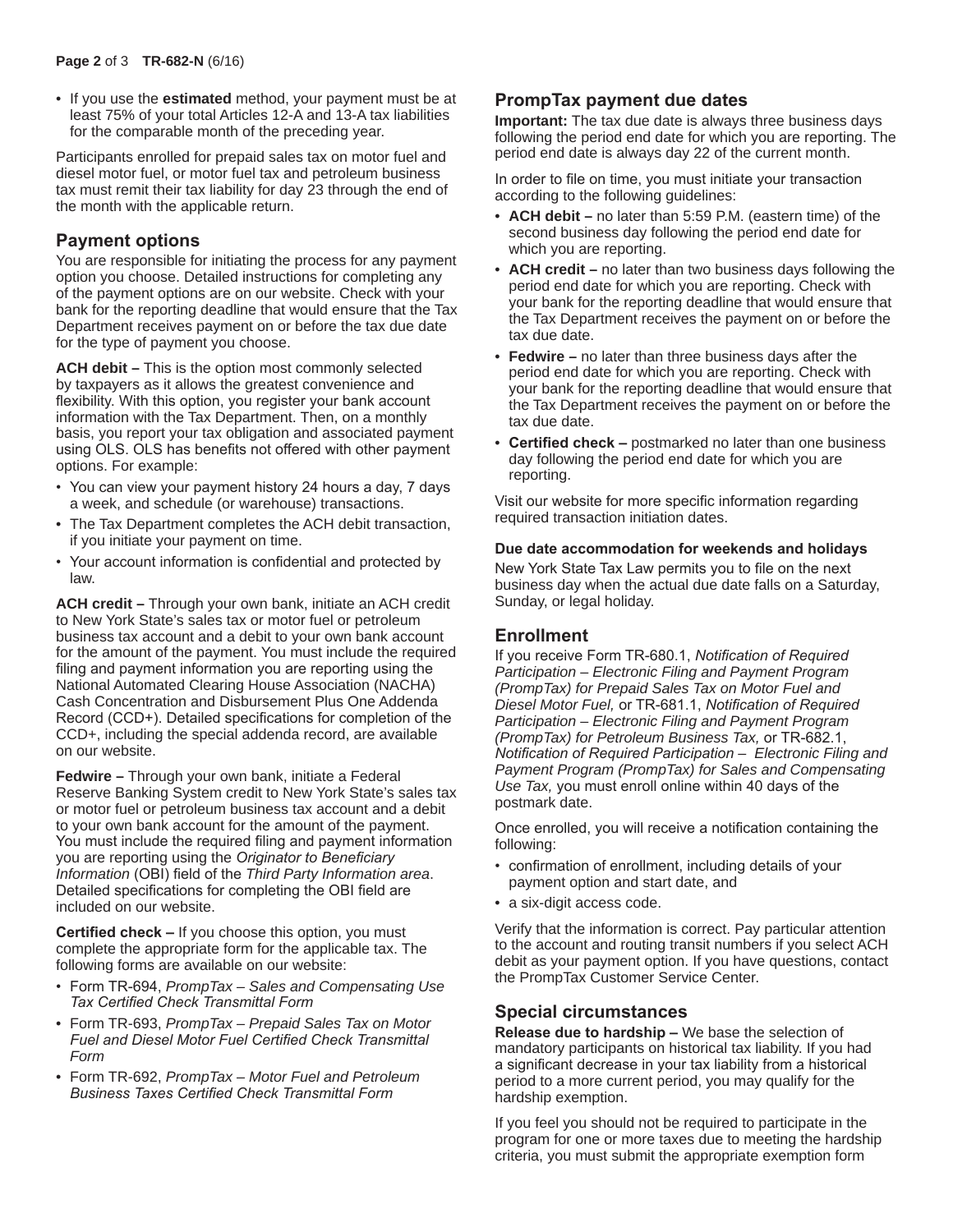- If you use the **estimated** method, your payment must be at least 75% of your total Articles 12-A and 13-A tax liabilities for the comparable month of the preceding year.

Participants enrolled for prepaid sales tax on motor fuel and diesel motor fuel, or motor fuel tax and petroleum business tax must remit their tax liability for day 23 through the end of the month with the applicable return.

## Payment options

You are responsible for initiating the process for any payment option you choose. Detailed instructions for completing any of the payment options are on our website. Check with your bank for the reporting deadline that would ensure that the Tax Department receives payment on or before the tax due date for the type of payment you choose.

**ACH debit –** This is the option most commonly selected by taxpayers as it allows the greatest convenience and flexibility. With this option, you register your bank account information with the Tax Department. Then, on a monthly basis, you report your tax obligation and associated payment using OLS. OLS has benefits not offered with other payment options. For example:

- You can view your payment history 24 hours a day, 7 days a week, and schedule (or warehouse) transactions.
- The Tax Department completes the ACH debit transaction, if you initiate your payment on time.
- Your account information is confidential and protected by law.

**ACH credit –** Through your own bank, initiate an ACH credit to New York State's sales tax or motor fuel or petroleum business tax account and a debit to your own bank account for the amount of the payment. You must include the required filing and payment information you are reporting using the National Automated Clearing House Association (NACHA) Cash Concentration and Disbursement Plus One Addenda Record (CCD+). Detailed specifications for completion of the CCD+, including the special addenda record, are available on our website.

**Fedwire –** Through your own bank, initiate a Federal Reserve Banking System credit to New York State's sales tax or motor fuel or petroleum business tax account and a debit to your own bank account for the amount of the payment. You must include the required filing and payment information you are reporting using the *Originator to Beneficiary Information* (OBI) field of the *Third Party Information area*. Detailed specifications for completing the OBI field are included on our website.

**Certified check –** If you choose this option, you must complete the appropriate form for the applicable tax. The following forms are available on our website:

- Form TR-694, *PrompTax – Sales and Compensating Use Tax Certified Check Transmittal Form*
- Form TR-693, *PrompTax – Prepaid Sales Tax on Motor Fuel and Diesel Motor Fuel Certified Check Transmittal Form*
- Form TR-692, *PrompTax – Motor Fuel and Petroleum Business Taxes Certified Check Transmittal Form*

## PrompTax payment due dates

**Important:** The tax due date is always three business days following the period end date for which you are reporting. The period end date is always day 22 of the current month.

In order to file on time, you must initiate your transaction according to the following guidelines:

- **ACH debit –** no later than 5:59 P.M. (eastern time) of the second business day following the period end date for which you are reporting.
- **ACH credit –** no later than two business days following the period end date for which you are reporting. Check with your bank for the reporting deadline that would ensure that the Tax Department receives the payment on or before the tax due date.
- **Fedwire –** no later than three business days after the period end date for which you are reporting. Check with your bank for the reporting deadline that would ensure that the Tax Department receives the payment on or before the tax due date.
- **Certified check –** postmarked no later than one business day following the period end date for which you are reporting.

Visit our website for more specific information regarding required transaction initiation dates.

#### Due date accommodation for weekends and holidays

New York State Tax Law permits you to file on the next business day when the actual due date falls on a Saturday, Sunday, or legal holiday.

## Enrollment

If you receive Form TR-680.1, *Notification of Required Participation – Electronic Filing and Payment Program (PrompTax) for Prepaid Sales Tax on Motor Fuel and Diesel Motor Fuel,* or TR-681.1, *Notification of Required Participation – Electronic Filing and Payment Program (PrompTax) for Petroleum Business Tax,* or TR-682.1, *Notification of Required Participation – Electronic Filing and Payment Program (PrompTax) for Sales and Compensating Use Tax,* you must enroll online within 40 days of the postmark date.

Once enrolled, you will receive a notification containing the following:

- confirmation of enrollment, including details of your payment option and start date, and
- a six-digit access code.

Verify that the information is correct. Pay particular attention to the account and routing transit numbers if you select ACH debit as your payment option. If you have questions, contact the PrompTax Customer Service Center.

## Special circumstances

**Release due to hardship –** We base the selection of mandatory participants on historical tax liability. If you had a significant decrease in your tax liability from a historical period to a more current period, you may qualify for the hardship exemption.

If you feel you should not be required to participate in the program for one or more taxes due to meeting the hardship criteria, you must submit the appropriate exemption form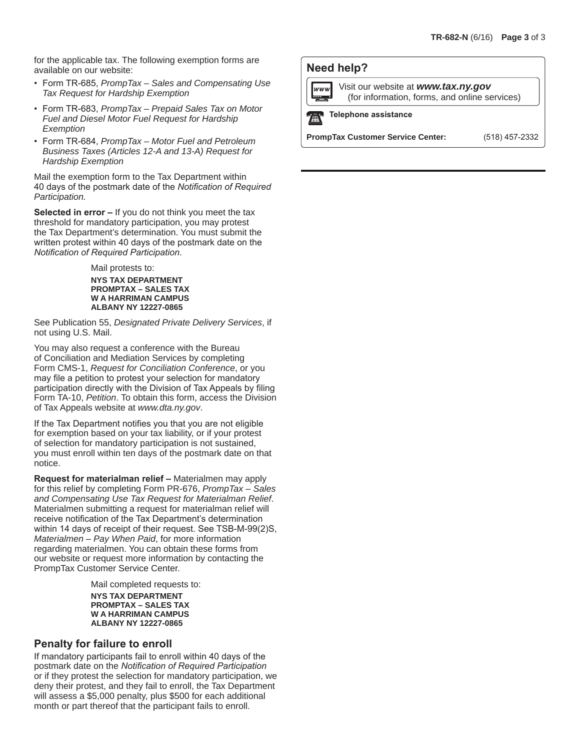for the applicable tax. The following exemption forms are available on our website:

- Form TR-685, *PrompTax – Sales and Compensating Use Tax Request for Hardship Exemption*
- Form TR-683, *PrompTax – Prepaid Sales Tax on Motor Fuel and Diesel Motor Fuel Request for Hardship Exemption*
- Form TR-684, *PrompTax – Motor Fuel and Petroleum Business Taxes (Articles 12-A and 13-A) Request for Hardship Exemption*

Mail the exemption form to the Tax Department within 40 days of the postmark date of the *Notification of Required Participation.*

**Selected in error –** If you do not think you meet the tax threshold for mandatory participation, you may protest the Tax Department's determination. You must submit the written protest within 40 days of the postmark date on the *Notification of Required Participation*.

Mail protests to:
**NYS TAX DEPARTMENT**
**PROMPTAX – SALES TAX**
**W A HARRIMAN CAMPUS**
**ALBANY NY 12227-0865**

See Publication 55, *Designated Private Delivery Services*, if not using U.S. Mail.

You may also request a conference with the Bureau of Conciliation and Mediation Services by completing Form CMS-1, *Request for Conciliation Conference*, or you may file a petition to protest your selection for mandatory participation directly with the Division of Tax Appeals by filing Form TA-10, *Petition*. To obtain this form, access the Division of Tax Appeals website at *www.dta.ny.gov*.

If the Tax Department notifies you that you are not eligible for exemption based on your tax liability, or if your protest of selection for mandatory participation is not sustained, you must enroll within ten days of the postmark date on that notice.

**Request for materialman relief –** Materialmen may apply for this relief by completing Form PR-676, *PrompTax – Sales and Compensating Use Tax Request for Materialman Relief*. Materialmen submitting a request for materialman relief will receive notification of the Tax Department's determination within 14 days of receipt of their request. See TSB-M-99(2)S, *Materialmen – Pay When Paid*, for more information regarding materialmen. You can obtain these forms from our website or request more information by contacting the PrompTax Customer Service Center.

Mail completed requests to:
**NYS TAX DEPARTMENT**
**PROMPTAX – SALES TAX**
**W A HARRIMAN CAMPUS**
**ALBANY NY 12227-0865**

## Penalty for failure to enroll

If mandatory participants fail to enroll within 40 days of the postmark date on the *Notification of Required Participation* or if they protest the selection for mandatory participation, we deny their protest, and they fail to enroll, the Tax Department will assess a $5,000 penalty, plus $500 for each additional month or part thereof that the participant fails to enroll.

## Need help?

Visit our website at ***www.tax.ny.gov***
(for information, forms, and online services)

**Telephone assistance**

**PrompTax Customer Service Center:** (518) 457-2332